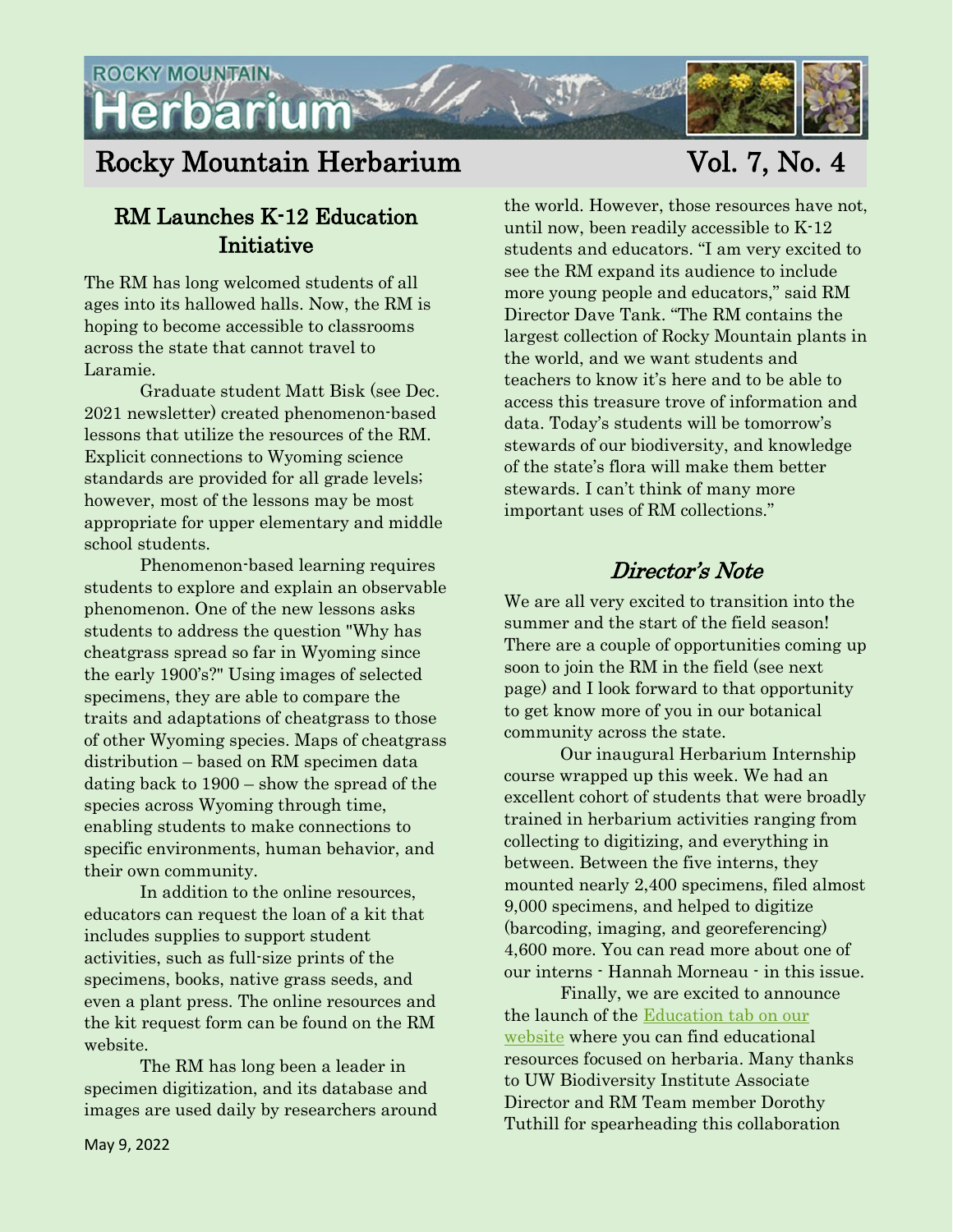# Rocky Mountain Herbarium Vol. 7, No. 4

## RM Launches K-12 Education Initiative

The RM has long welcomed students of all ages into its hallowed halls. Now, the RM is hoping to become accessible to classrooms across the state that cannot travel to Laramie.

Graduate student Matt Bisk (see Dec. 2021 newsletter) created phenomenon-based lessons that utilize the resources of the RM. Explicit connections to Wyoming science standards are provided for all grade levels; however, most of the lessons may be most appropriate for upper elementary and middle school students.

Phenomenon-based learning requires students to explore and explain an observable phenomenon. One of the new lessons asks students to address the question "Why has cheatgrass spread so far in Wyoming since the early 1900's?" Using images of selected specimens, they are able to compare the traits and adaptations of cheatgrass to those of other Wyoming species. Maps of cheatgrass distribution – based on RM specimen data dating back to 1900 – show the spread of the species across Wyoming through time, enabling students to make connections to specific environments, human behavior, and their own community.

In addition to the online resources, educators can request the loan of a kit that includes supplies to support student activities, such as full-size prints of the specimens, books, native grass seeds, and even a plant press. The online resources and the kit request form can be found on the RM website.

The RM has long been a leader in specimen digitization, and its database and images are used daily by researchers around the world. However, those resources have not, until now, been readily accessible to K-12 students and educators. "I am very excited to see the RM expand its audience to include more young people and educators," said RM Director Dave Tank. "The RM contains the largest collection of Rocky Mountain plants in the world, and we want students and teachers to know it's here and to be able to access this treasure trove of information and data. Today's students will be tomorrow's stewards of our biodiversity, and knowledge of the state's flora will make them better stewards. I can't think of many more important uses of RM collections."

## *Director's Note*

We are all very excited to transition into the summer and the start of the field season! There are a couple of opportunities coming up soon to join the RM in the field (see next page) and I look forward to that opportunity to get know more of you in our botanical community across the state.

Our inaugural Herbarium Internship course wrapped up this week. We had an excellent cohort of students that were broadly trained in herbarium activities ranging from collecting to digitizing, and everything in between. Between the five interns, they mounted nearly 2,400 specimens, filed almost 9,000 specimens, and helped to digitize (barcoding, imaging, and georeferencing) 4,600 more. You can read more about one of our interns - Hannah Morneau - in this issue.

Finally, we are excited to announce the launch of the Education tab on our website where you can find educational resources focused on herbaria. Many thanks to UW Biodiversity Institute Associate Director and RM Team member Dorothy Tuthill for spearheading this collaboration

May 9, 2022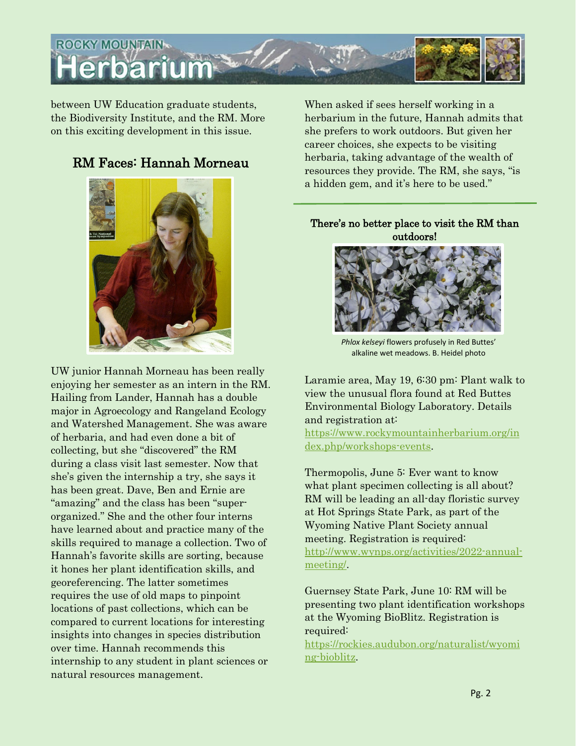between UW Education graduate students, the Biodiversity Institute, and the RM. More on this exciting development in this issue.

## RM Faces: Hannah Morneau

UW junior Hannah Morneau has been really enjoying her semester as an intern in the RM. Hailing from Lander, Hannah has a double major in Agroecology and Rangeland Ecology and Watershed Management. She was aware of herbaria, and had even done a bit of collecting, but she "discovered" the RM during a class visit last semester. Now that she's given the internship a try, she says it has been great. Dave, Ben and Ernie are "amazing" and the class has been "super-organized." She and the other four interns have learned about and practice many of the skills required to manage a collection. Two of Hannah's favorite skills are sorting, because it hones her plant identification skills, and georeferencing. The latter sometimes requires the use of old maps to pinpoint locations of past collections, which can be compared to current locations for interesting insights into changes in species distribution over time. Hannah recommends this internship to any student in plant sciences or natural resources management.

When asked if sees herself working in a herbarium in the future, Hannah admits that she prefers to work outdoors. But given her career choices, she expects to be visiting herbaria, taking advantage of the wealth of resources they provide. The RM, she says, "is a hidden gem, and it's here to be used."

---

**There's no better place to visit the RM than outdoors!**

*Phlox kelseyi* flowers profusely in Red Buttes' alkaline wet meadows. B. Heidel photo

Laramie area, May 19, 6:30 pm: Plant walk to view the unusual flora found at Red Buttes Environmental Biology Laboratory. Details and registration at: https://www.rockymountainherbarium.org/index.php/workshops-events.

Thermopolis, June 5: Ever want to know what plant specimen collecting is all about? RM will be leading an all-day floristic survey at Hot Springs State Park, as part of the Wyoming Native Plant Society annual meeting. Registration is required: http://www.wynps.org/activities/2022-annual-meeting/.

Guernsey State Park, June 10: RM will be presenting two plant identification workshops at the Wyoming BioBlitz. Registration is required: https://rockies.audubon.org/naturalist/wyoming-bioblitz.